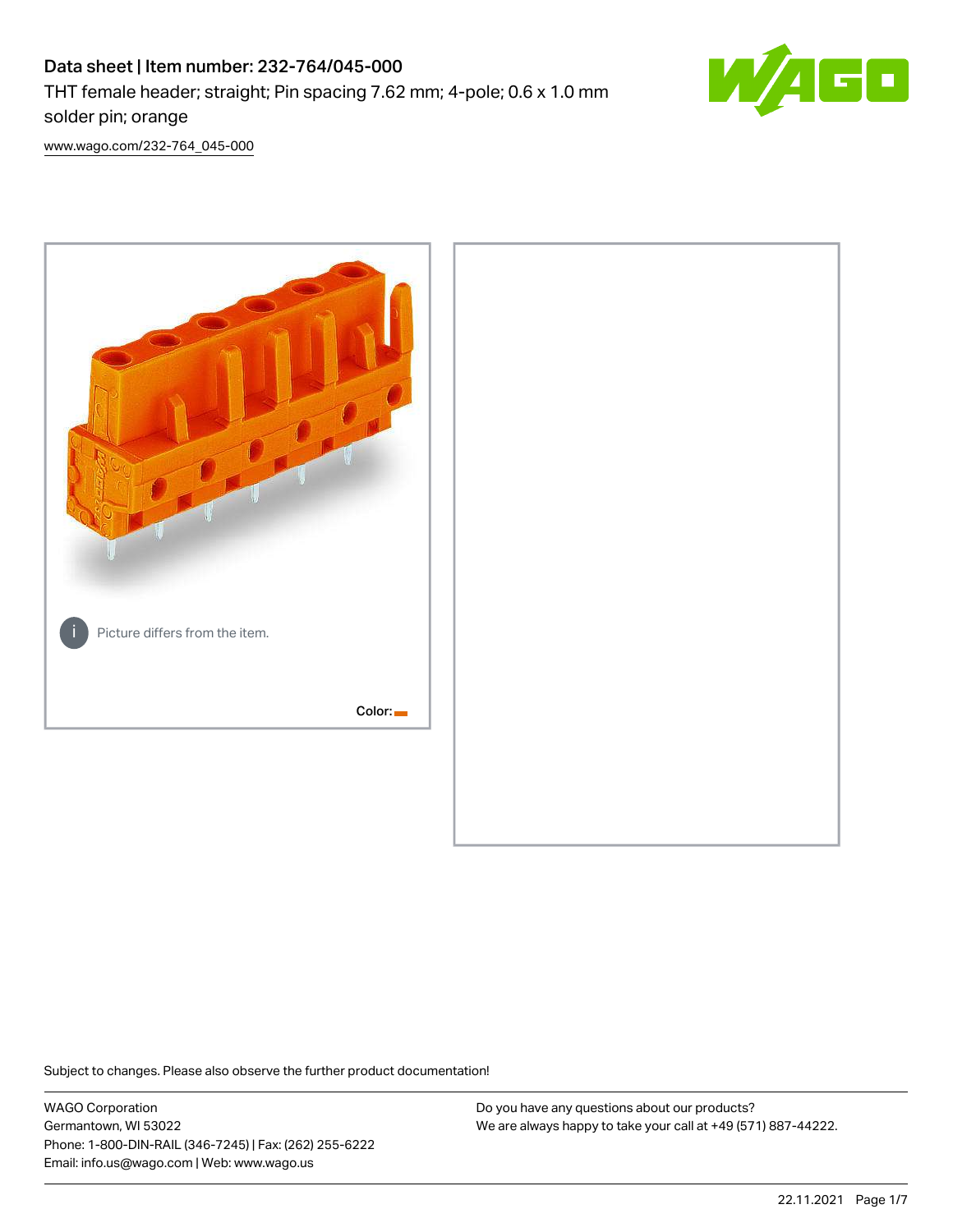# Data sheet | Item number: 232-764/045-000

THT female header; straight; Pin spacing 7.62 mm; 4-pole; 0.6 x 1.0 mm solder pin; orange

www.wago.com/232-764_045-000

Picture differs from the item.

Color:

Subject to changes. Please also observe the further product documentation!

WAGO Corporation
Germantown, WI 53022
Phone: 1-800-DIN-RAIL (346-7245) | Fax: (262) 255-6222
Email: info.us@wago.com | Web: www.wago.us

Do you have any questions about our products?
We are always happy to take your call at +49 (571) 887-44222.

22.11.2021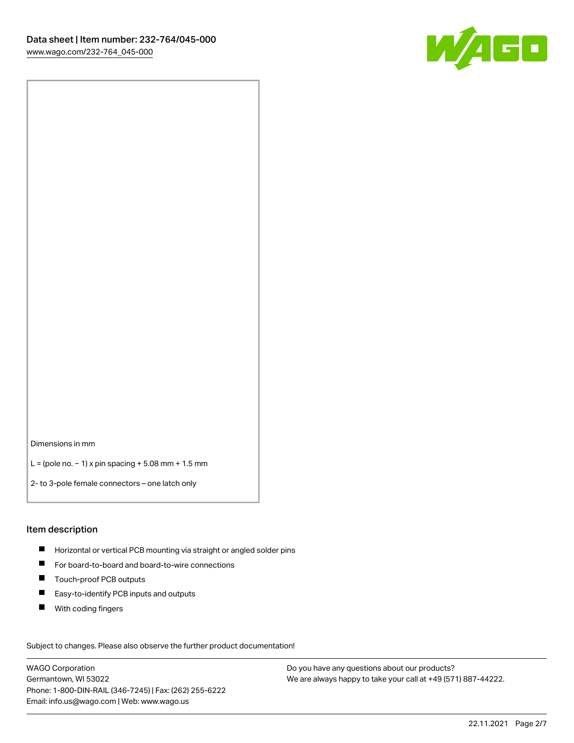Dimensions in mm

L = (pole no. − 1) x pin spacing + 5.08 mm + 1.5 mm

2- to 3-pole female connectors – one latch only

## Item description

- Horizontal or vertical PCB mounting via straight or angled solder pins
- For board-to-board and board-to-wire connections
- Touch-proof PCB outputs
- Easy-to-identify PCB inputs and outputs
- With coding fingers

Subject to changes. Please also observe the further product documentation!

WAGO Corporation
Germantown, WI 53022
Phone: 1-800-DIN-RAIL (346-7245) | Fax: (262) 255-6222
Email: info.us@wago.com | Web: www.wago.us

Do you have any questions about our products?
We are always happy to take your call at +49 (571) 887-44222.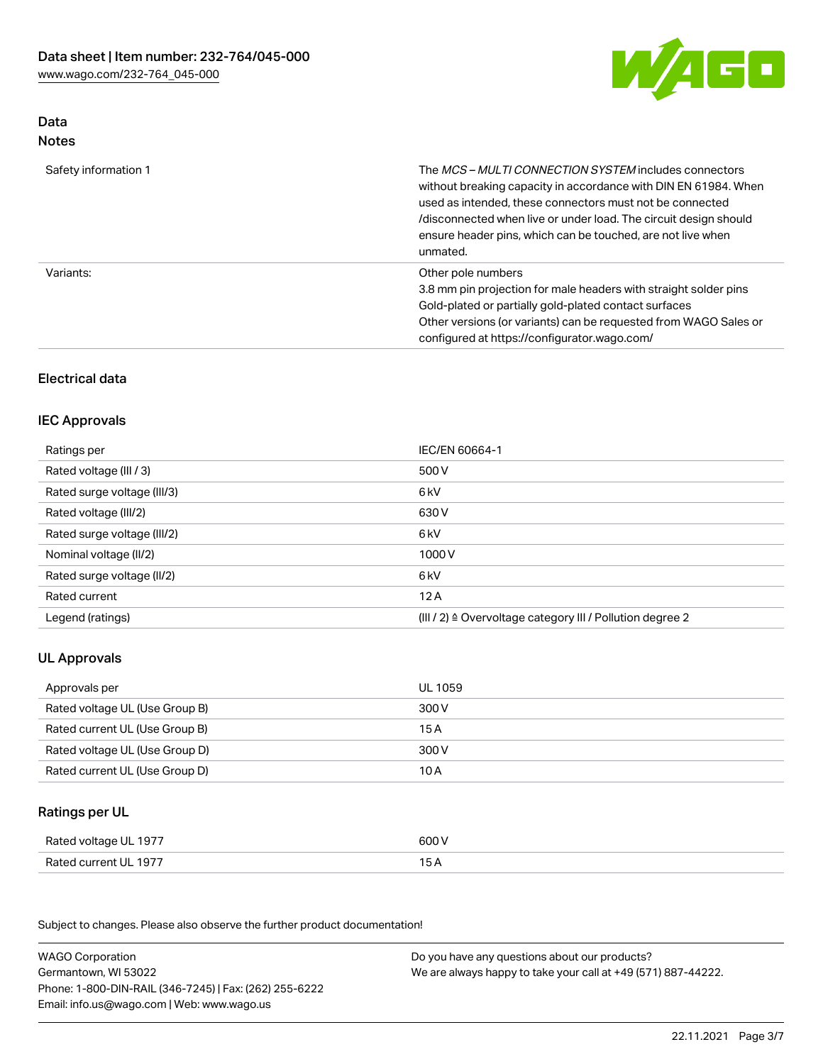## Data

### Notes

| | |
|---|---|
| Safety information 1 | The *MCS – MULTI CONNECTION SYSTEM* includes connectors without breaking capacity in accordance with DIN EN 61984. When used as intended, these connectors must not be connected /disconnected when live or under load. The circuit design should ensure header pins, which can be touched, are not live when unmated. |
| Variants: | Other pole numbers<br>3.8 mm pin projection for male headers with straight solder pins<br>Gold-plated or partially gold-plated contact surfaces<br>Other versions (or variants) can be requested from WAGO Sales or configured at https://configurator.wago.com/ |

## Electrical data

### IEC Approvals

| | |
|---|---|
| Ratings per | IEC/EN 60664-1 |
| Rated voltage (III / 3) | 500 V |
| Rated surge voltage (III/3) | 6 kV |
| Rated voltage (III/2) | 630 V |
| Rated surge voltage (III/2) | 6 kV |
| Nominal voltage (II/2) | 1000 V |
| Rated surge voltage (II/2) | 6 kV |
| Rated current | 12 A |
| Legend (ratings) | (III / 2) ≙ Overvoltage category III / Pollution degree 2 |

### UL Approvals

| | |
|---|---|
| Approvals per | UL 1059 |
| Rated voltage UL (Use Group B) | 300 V |
| Rated current UL (Use Group B) | 15 A |
| Rated voltage UL (Use Group D) | 300 V |
| Rated current UL (Use Group D) | 10 A |

### Ratings per UL

| | |
|---|---|
| Rated voltage UL 1977 | 600 V |
| Rated current UL 1977 | 15 A |

Subject to changes. Please also observe the further product documentation!

WAGO Corporation
Germantown, WI 53022
Phone: 1-800-DIN-RAIL (346-7245) | Fax: (262) 255-6222
Email: info.us@wago.com | Web: www.wago.us

Do you have any questions about our products?
We are always happy to take your call at +49 (571) 887-44222.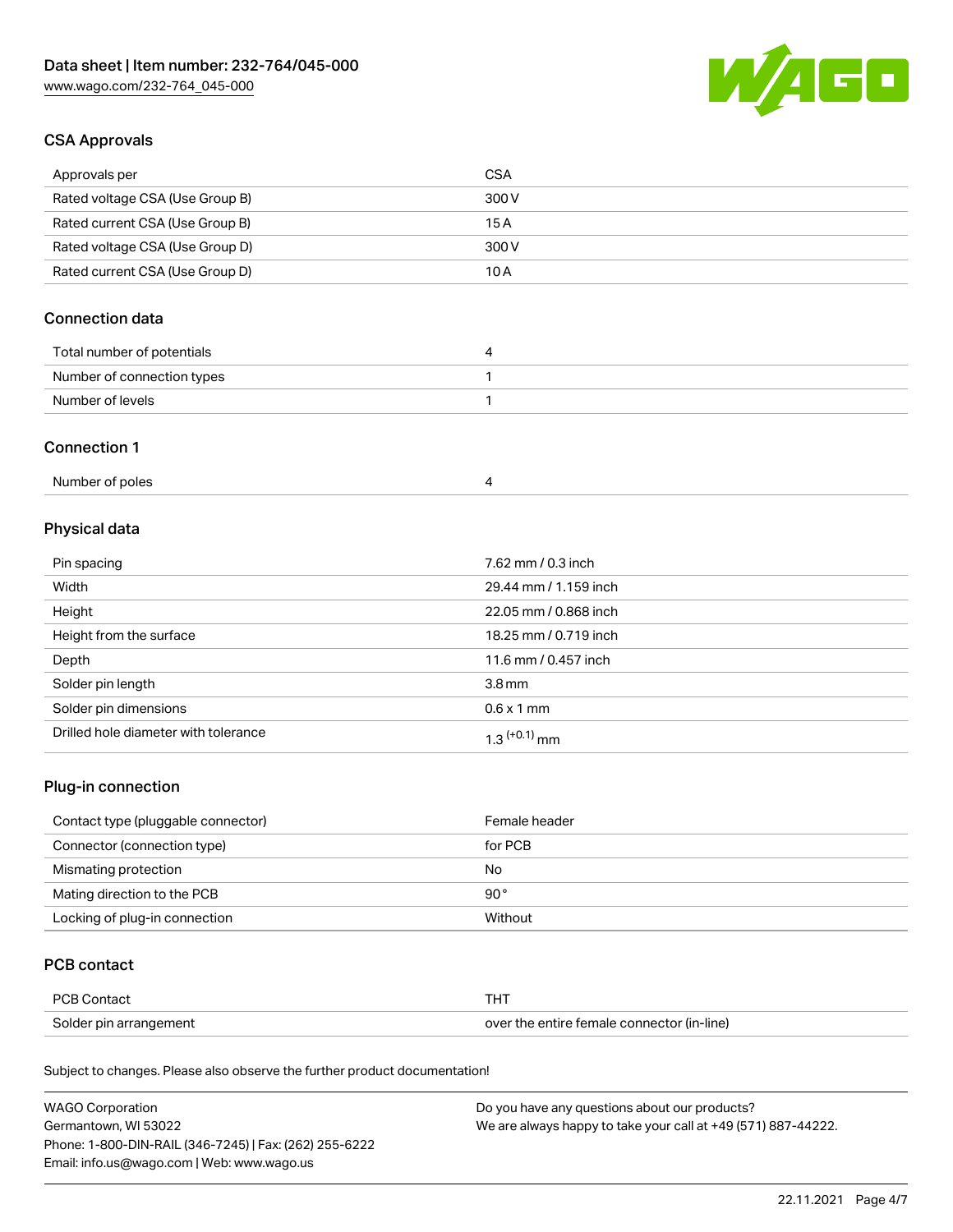## CSA Approvals

| Approvals per | CSA |
| --- | --- |
| Rated voltage CSA (Use Group B) | 300 V |
| Rated current CSA (Use Group B) | 15 A |
| Rated voltage CSA (Use Group D) | 300 V |
| Rated current CSA (Use Group D) | 10 A |

## Connection data

| Total number of potentials | 4 |
| --- | --- |
| Number of connection types | 1 |
| Number of levels | 1 |

## Connection 1

| Number of poles | 4 |
| --- | --- |

## Physical data

| Pin spacing | 7.62 mm / 0.3 inch |
| --- | --- |
| Width | 29.44 mm / 1.159 inch |
| Height | 22.05 mm / 0.868 inch |
| Height from the surface | 18.25 mm / 0.719 inch |
| Depth | 11.6 mm / 0.457 inch |
| Solder pin length | 3.8 mm |
| Solder pin dimensions | 0.6 x 1 mm |
| Drilled hole diameter with tolerance | $1.3^{(+0.1)}$ mm |

## Plug-in connection

| Contact type (pluggable connector) | Female header |
| --- | --- |
| Connector (connection type) | for PCB |
| Mismating protection | No |
| Mating direction to the PCB | 90 ° |
| Locking of plug-in connection | Without |

## PCB contact

| PCB Contact | THT |
| --- | --- |
| Solder pin arrangement | over the entire female connector (in-line) |

Subject to changes. Please also observe the further product documentation!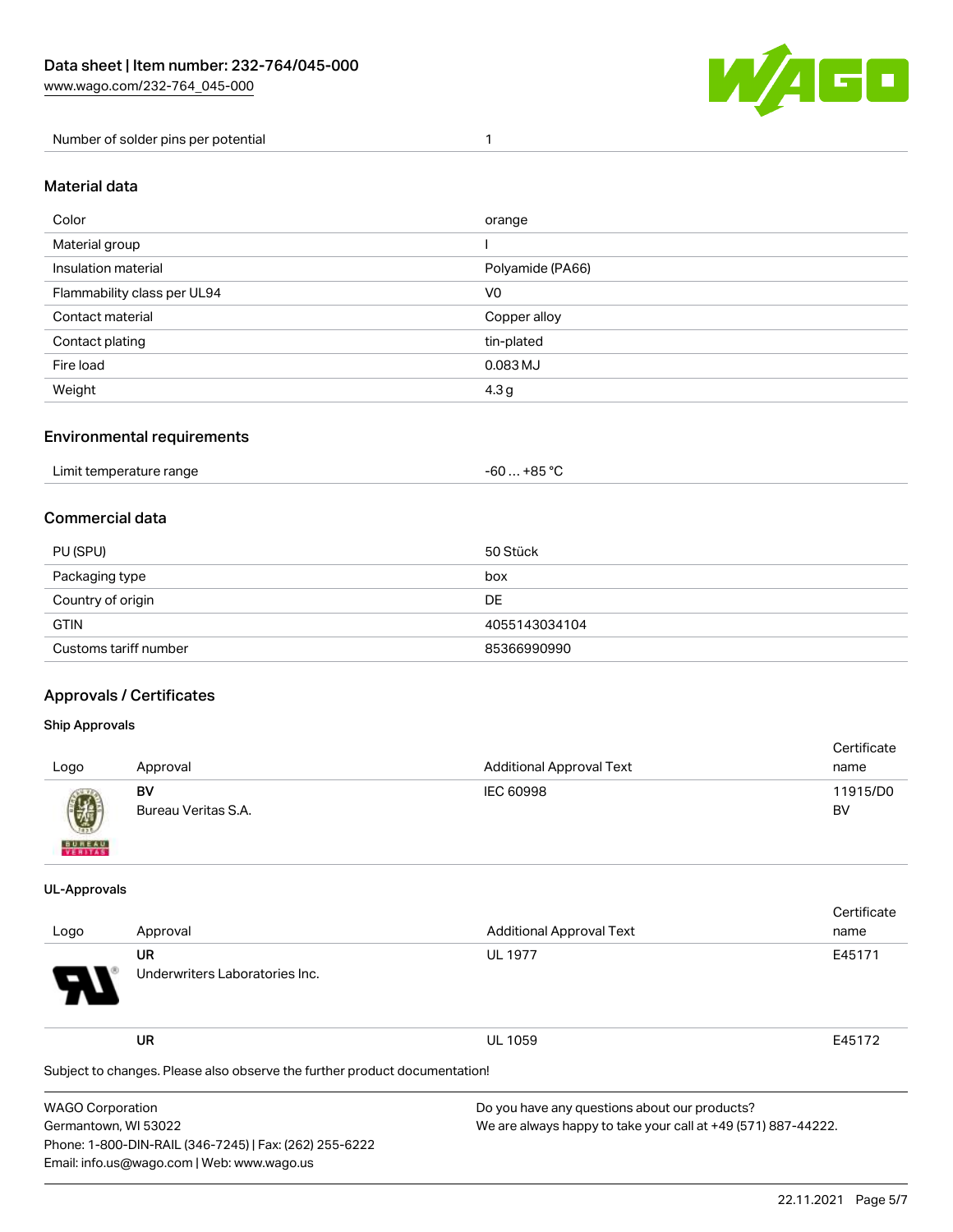| Number of solder pins per potential | 1 |
| --- | --- |

## Material data

| Color | orange |
| --- | --- |
| Material group | I |
| Insulation material | Polyamide (PA66) |
| Flammability class per UL94 | V0 |
| Contact material | Copper alloy |
| Contact plating | tin-plated |
| Fire load | 0.083 MJ |
| Weight | 4.3 g |

## Environmental requirements

| Limit temperature range | -60 … +85 °C |
| --- | --- |

## Commercial data

| PU (SPU) | 50 Stück |
| --- | --- |
| Packaging type | box |
| Country of origin | DE |
| GTIN | 4055143034104 |
| Customs tariff number | 85366990990 |

## Approvals / Certificates

### Ship Approvals

| Logo | Approval | Additional Approval Text | Certificate name |
| --- | --- | --- | --- |
| | **BV**<br>Bureau Veritas S.A. | IEC 60998 | 11915/D0 BV |

### UL-Approvals

| Logo | Approval | Additional Approval Text | Certificate name |
| --- | --- | --- | --- |
| | **UR**<br>Underwriters Laboratories Inc. | UL 1977 | E45171 |
| | **UR** | UL 1059 | E45172 |

Subject to changes. Please also observe the further product documentation!

WAGO Corporation
Germantown, WI 53022
Phone: 1-800-DIN-RAIL (346-7245) | Fax: (262) 255-6222
Email: info.us@wago.com | Web: www.wago.us

Do you have any questions about our products?
We are always happy to take your call at +49 (571) 887-44222.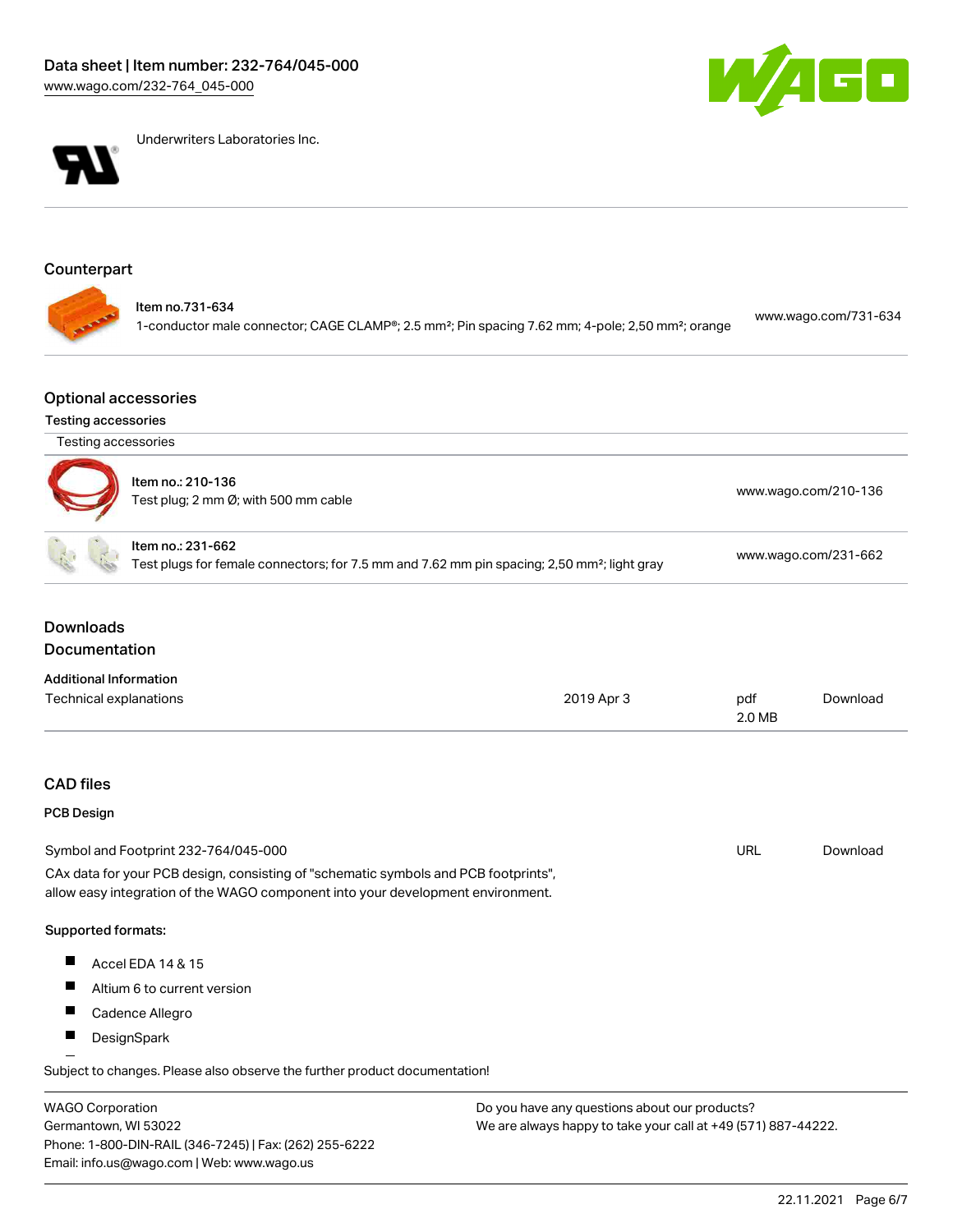Underwriters Laboratories Inc.

## Counterpart

Item no.731-634
1-conductor male connector; CAGE CLAMP®; 2.5 mm²; Pin spacing 7.62 mm; 4-pole; 2,50 mm²; orange — www.wago.com/731-634

## Optional accessories

### Testing accessories

| Testing accessories | |
|---|---|
| Item no.: 210-136<br>Test plug; 2 mm Ø; with 500 mm cable | www.wago.com/210-136 |
| Item no.: 231-662<br>Test plugs for female connectors; for 7.5 mm and 7.62 mm pin spacing; 2,50 mm²; light gray | www.wago.com/231-662 |

## Downloads

## Documentation

### Additional Information

| Technical explanations | 2019 Apr 3 | pdf<br>2.0 MB | Download |
|---|---|---|---|

## CAD files

### PCB Design

| Symbol and Footprint 232-764/045-000 | URL | Download |
|---|---|---|

CAx data for your PCB design, consisting of "schematic symbols and PCB footprints", allow easy integration of the WAGO component into your development environment.

**Supported formats:**

- Accel EDA 14 & 15
- Altium 6 to current version
- Cadence Allegro
- DesignSpark

Subject to changes. Please also observe the further product documentation!

WAGO Corporation
Germantown, WI 53022
Phone: 1-800-DIN-RAIL (346-7245) | Fax: (262) 255-6222
Email: info.us@wago.com | Web: www.wago.us

Do you have any questions about our products?
We are always happy to take your call at +49 (571) 887-44222.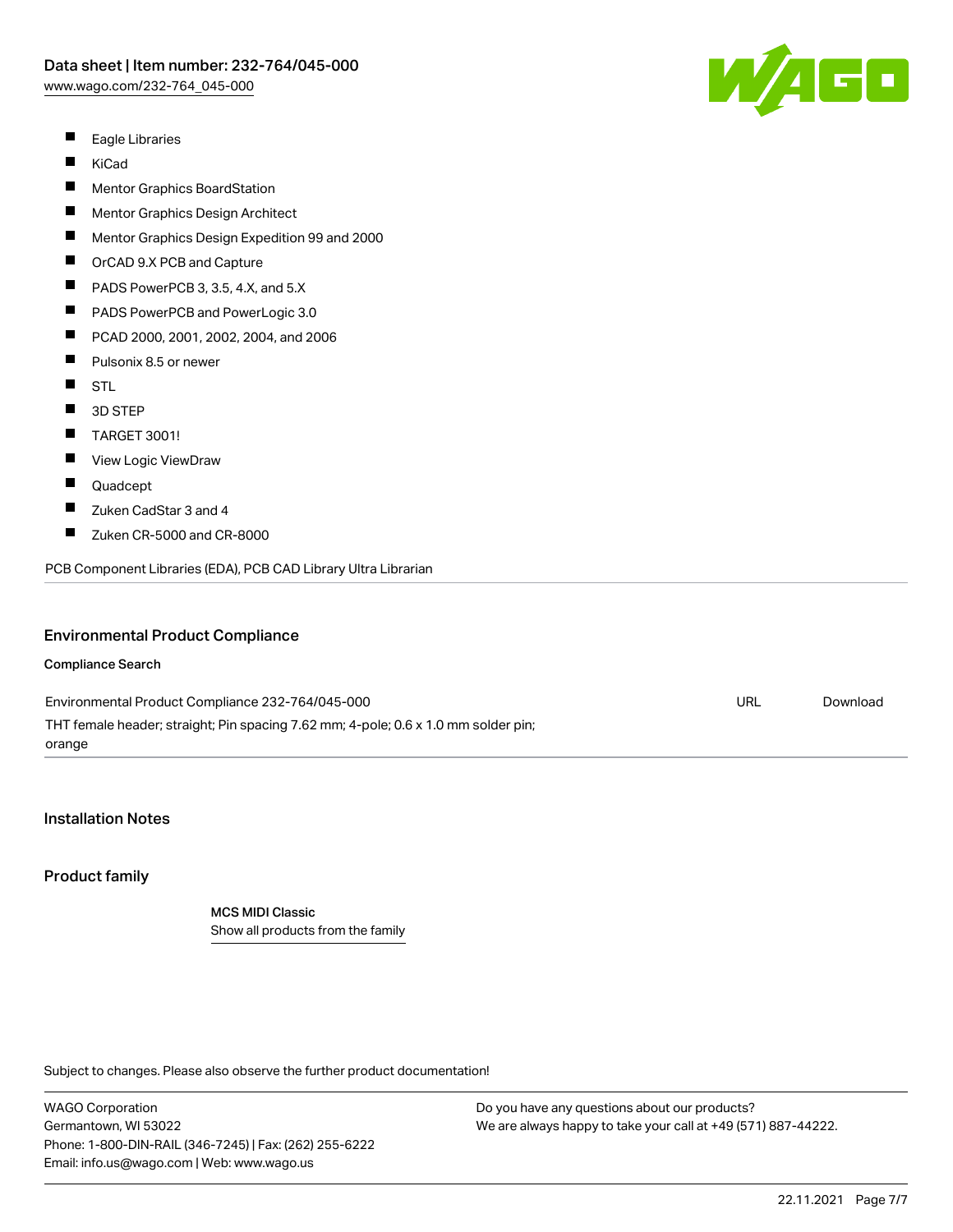- Eagle Libraries
- KiCad
- Mentor Graphics BoardStation
- Mentor Graphics Design Architect
- Mentor Graphics Design Expedition 99 and 2000
- OrCAD 9.X PCB and Capture
- PADS PowerPCB 3, 3.5, 4.X, and 5.X
- PADS PowerPCB and PowerLogic 3.0
- PCAD 2000, 2001, 2002, 2004, and 2006
- Pulsonix 8.5 or newer
- STL
- 3D STEP
- TARGET 3001!
- View Logic ViewDraw
- Quadcept
- Zuken CadStar 3 and 4
- Zuken CR-5000 and CR-8000

PCB Component Libraries (EDA), PCB CAD Library Ultra Librarian

## Environmental Product Compliance

### Compliance Search

| | | |
|---|---|---|
| Environmental Product Compliance 232-764/045-000 | URL | Download |
| THT female header; straight; Pin spacing 7.62 mm; 4-pole; 0.6 x 1.0 mm solder pin; orange | | |

## Installation Notes

## Product family

**MCS MIDI Classic**
Show all products from the family

Subject to changes. Please also observe the further product documentation!

WAGO Corporation
Germantown, WI 53022
Phone: 1-800-DIN-RAIL (346-7245) | Fax: (262) 255-6222
Email: info.us@wago.com | Web: www.wago.us

Do you have any questions about our products?
We are always happy to take your call at +49 (571) 887-44222.